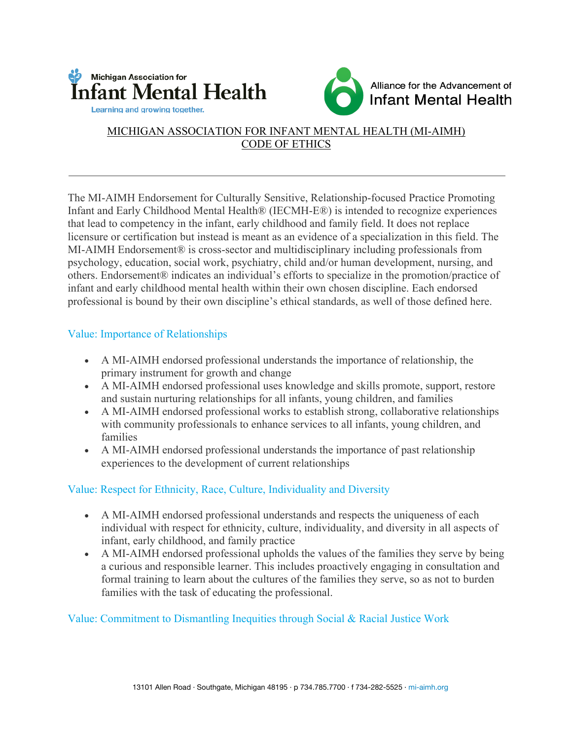# MICHIGAN ASSOCIATION FOR INFANT MENTAL HEALTH (MI-AIMH) CODE OF ETHICS

---

The MI-AIMH Endorsement for Culturally Sensitive, Relationship-focused Practice Promoting Infant and Early Childhood Mental Health® (IECMH-E®) is intended to recognize experiences that lead to competency in the infant, early childhood and family field. It does not replace licensure or certification but instead is meant as an evidence of a specialization in this field. The MI-AIMH Endorsement® is cross-sector and multidisciplinary including professionals from psychology, education, social work, psychiatry, child and/or human development, nursing, and others. Endorsement® indicates an individual's efforts to specialize in the promotion/practice of infant and early childhood mental health within their own chosen discipline. Each endorsed professional is bound by their own discipline's ethical standards, as well of those defined here.

## Value: Importance of Relationships

- A MI-AIMH endorsed professional understands the importance of relationship, the primary instrument for growth and change
- A MI-AIMH endorsed professional uses knowledge and skills promote, support, restore and sustain nurturing relationships for all infants, young children, and families
- A MI-AIMH endorsed professional works to establish strong, collaborative relationships with community professionals to enhance services to all infants, young children, and families
- A MI-AIMH endorsed professional understands the importance of past relationship experiences to the development of current relationships

## Value: Respect for Ethnicity, Race, Culture, Individuality and Diversity

- A MI-AIMH endorsed professional understands and respects the uniqueness of each individual with respect for ethnicity, culture, individuality, and diversity in all aspects of infant, early childhood, and family practice
- A MI-AIMH endorsed professional upholds the values of the families they serve by being a curious and responsible learner. This includes proactively engaging in consultation and formal training to learn about the cultures of the families they serve, so as not to burden families with the task of educating the professional.

## Value: Commitment to Dismantling Inequities through Social & Racial Justice Work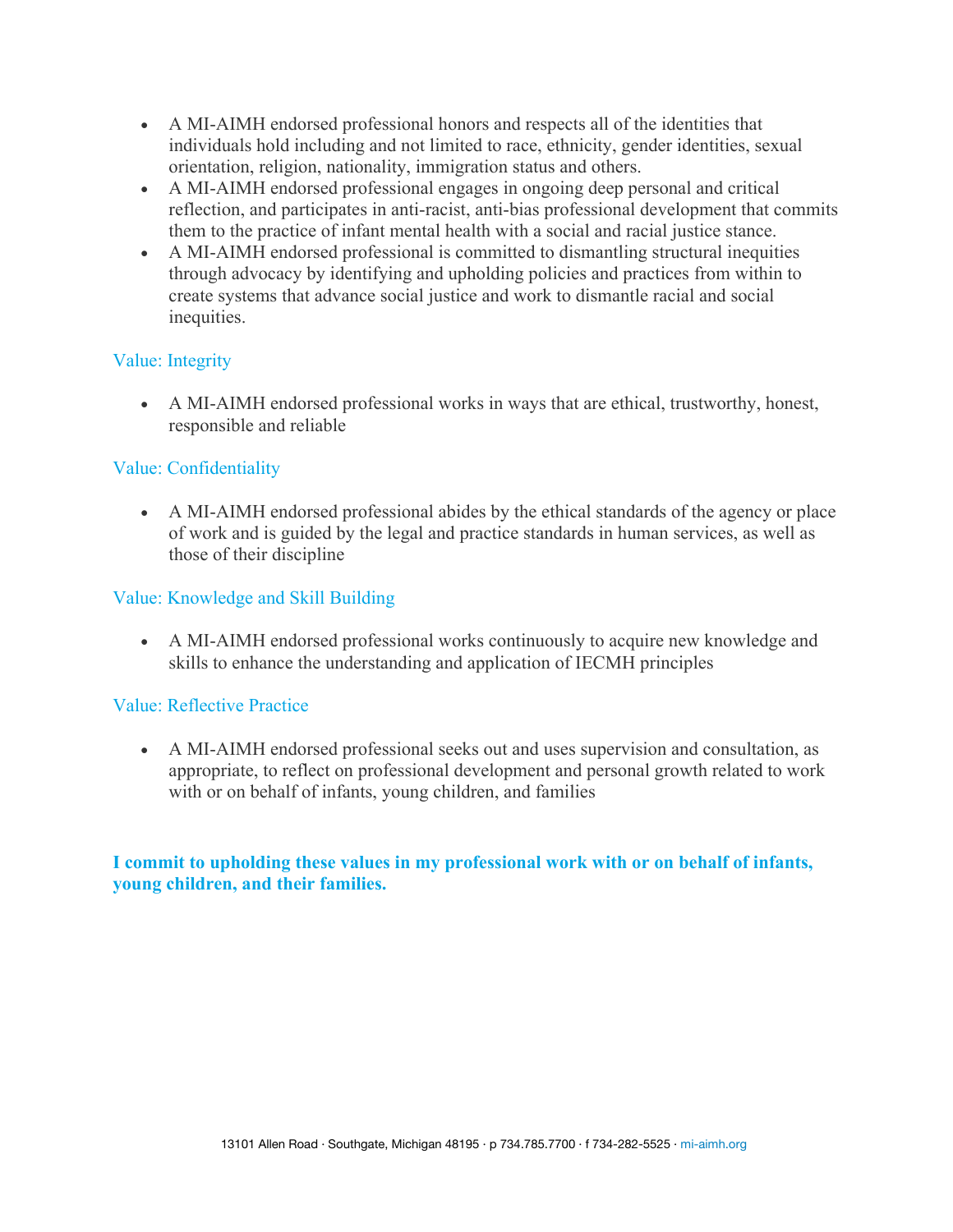- A MI-AIMH endorsed professional honors and respects all of the identities that individuals hold including and not limited to race, ethnicity, gender identities, sexual orientation, religion, nationality, immigration status and others.
- A MI-AIMH endorsed professional engages in ongoing deep personal and critical reflection, and participates in anti-racist, anti-bias professional development that commits them to the practice of infant mental health with a social and racial justice stance.
- A MI-AIMH endorsed professional is committed to dismantling structural inequities through advocacy by identifying and upholding policies and practices from within to create systems that advance social justice and work to dismantle racial and social inequities.

### Value: Integrity

- A MI-AIMH endorsed professional works in ways that are ethical, trustworthy, honest, responsible and reliable

### Value: Confidentiality

- A MI-AIMH endorsed professional abides by the ethical standards of the agency or place of work and is guided by the legal and practice standards in human services, as well as those of their discipline

### Value: Knowledge and Skill Building

- A MI-AIMH endorsed professional works continuously to acquire new knowledge and skills to enhance the understanding and application of IECMH principles

### Value: Reflective Practice

- A MI-AIMH endorsed professional seeks out and uses supervision and consultation, as appropriate, to reflect on professional development and personal growth related to work with or on behalf of infants, young children, and families

**I commit to upholding these values in my professional work with or on behalf of infants, young children, and their families.**

13101 Allen Road · Southgate, Michigan 48195 · p 734.785.7700 · f 734-282-5525 · mi-aimh.org